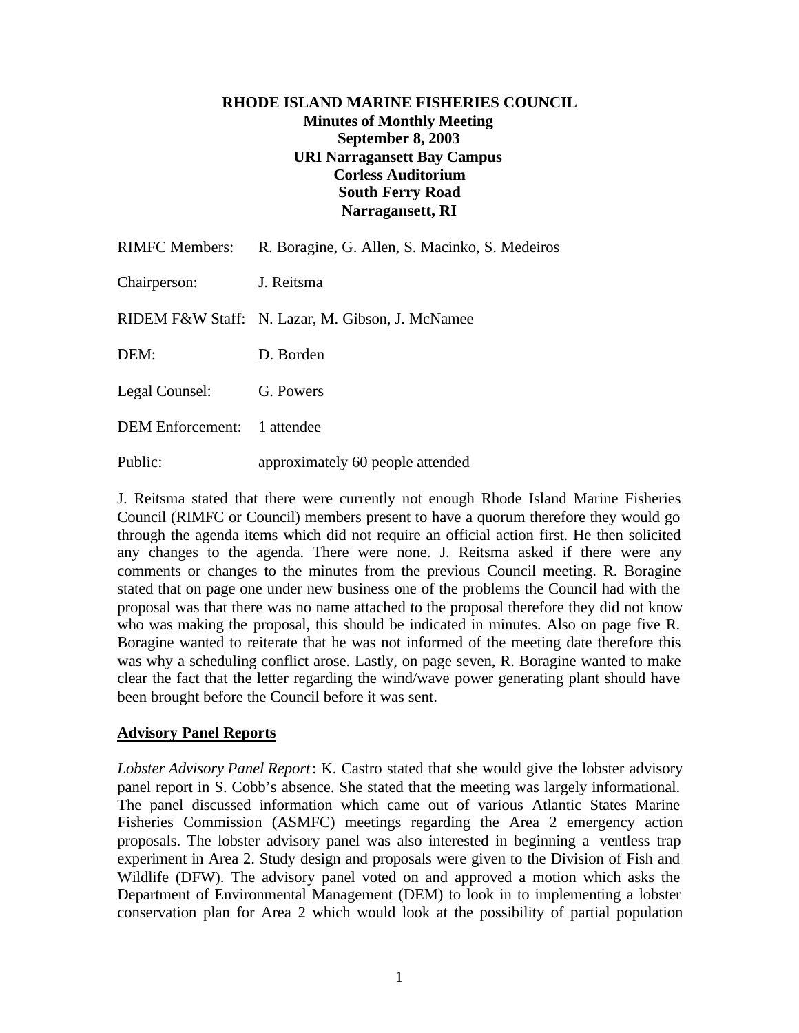# RHODE ISLAND MARINE FISHERIES COUNCIL

**Minutes of Monthly Meeting**
**September 8, 2003**
**URI Narragansett Bay Campus**
**Corless Auditorium**
**South Ferry Road**
**Narragansett, RI**

| | |
|---|---|
| RIMFC Members: | R. Boragine, G. Allen, S. Macinko, S. Medeiros |
| Chairperson: | J. Reitsma |
| RIDEM F&W Staff: | N. Lazar, M. Gibson, J. McNamee |
| DEM: | D. Borden |
| Legal Counsel: | G. Powers |
| DEM Enforcement: | 1 attendee |
| Public: | approximately 60 people attended |

J. Reitsma stated that there were currently not enough Rhode Island Marine Fisheries Council (RIMFC or Council) members present to have a quorum therefore they would go through the agenda items which did not require an official action first. He then solicited any changes to the agenda. There were none. J. Reitsma asked if there were any comments or changes to the minutes from the previous Council meeting. R. Boragine stated that on page one under new business one of the problems the Council had with the proposal was that there was no name attached to the proposal therefore they did not know who was making the proposal, this should be indicated in minutes. Also on page five R. Boragine wanted to reiterate that he was not informed of the meeting date therefore this was why a scheduling conflict arose. Lastly, on page seven, R. Boragine wanted to make clear the fact that the letter regarding the wind/wave power generating plant should have been brought before the Council before it was sent.

## Advisory Panel Reports

*Lobster Advisory Panel Report*: K. Castro stated that she would give the lobster advisory panel report in S. Cobb's absence. She stated that the meeting was largely informational. The panel discussed information which came out of various Atlantic States Marine Fisheries Commission (ASMFC) meetings regarding the Area 2 emergency action proposals. The lobster advisory panel was also interested in beginning a ventless trap experiment in Area 2. Study design and proposals were given to the Division of Fish and Wildlife (DFW). The advisory panel voted on and approved a motion which asks the Department of Environmental Management (DEM) to look in to implementing a lobster conservation plan for Area 2 which would look at the possibility of partial population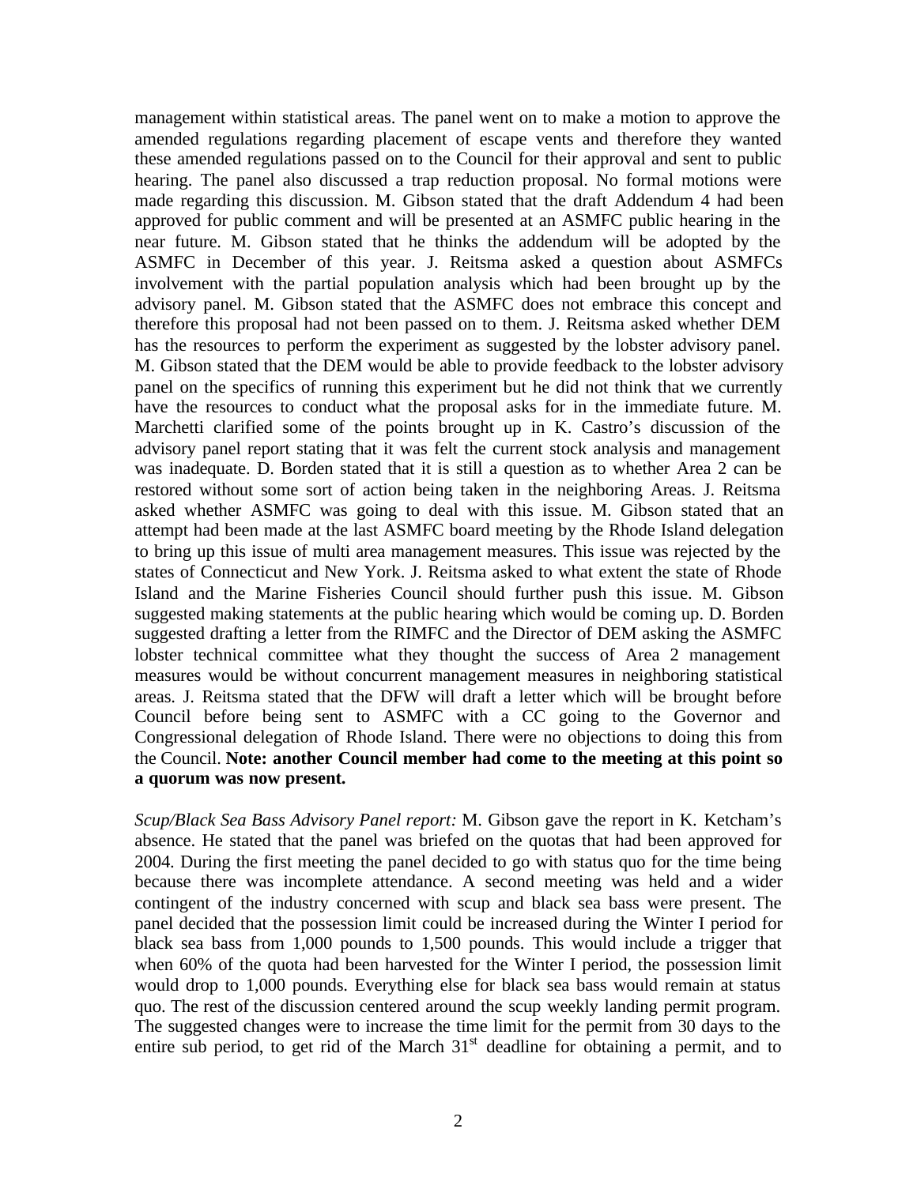management within statistical areas. The panel went on to make a motion to approve the amended regulations regarding placement of escape vents and therefore they wanted these amended regulations passed on to the Council for their approval and sent to public hearing. The panel also discussed a trap reduction proposal. No formal motions were made regarding this discussion. M. Gibson stated that the draft Addendum 4 had been approved for public comment and will be presented at an ASMFC public hearing in the near future. M. Gibson stated that he thinks the addendum will be adopted by the ASMFC in December of this year. J. Reitsma asked a question about ASMFCs involvement with the partial population analysis which had been brought up by the advisory panel. M. Gibson stated that the ASMFC does not embrace this concept and therefore this proposal had not been passed on to them. J. Reitsma asked whether DEM has the resources to perform the experiment as suggested by the lobster advisory panel. M. Gibson stated that the DEM would be able to provide feedback to the lobster advisory panel on the specifics of running this experiment but he did not think that we currently have the resources to conduct what the proposal asks for in the immediate future. M. Marchetti clarified some of the points brought up in K. Castro's discussion of the advisory panel report stating that it was felt the current stock analysis and management was inadequate. D. Borden stated that it is still a question as to whether Area 2 can be restored without some sort of action being taken in the neighboring Areas. J. Reitsma asked whether ASMFC was going to deal with this issue. M. Gibson stated that an attempt had been made at the last ASMFC board meeting by the Rhode Island delegation to bring up this issue of multi area management measures. This issue was rejected by the states of Connecticut and New York. J. Reitsma asked to what extent the state of Rhode Island and the Marine Fisheries Council should further push this issue. M. Gibson suggested making statements at the public hearing which would be coming up. D. Borden suggested drafting a letter from the RIMFC and the Director of DEM asking the ASMFC lobster technical committee what they thought the success of Area 2 management measures would be without concurrent management measures in neighboring statistical areas. J. Reitsma stated that the DFW will draft a letter which will be brought before Council before being sent to ASMFC with a CC going to the Governor and Congressional delegation of Rhode Island. There were no objections to doing this from the Council. **Note: another Council member had come to the meeting at this point so a quorum was now present.**

*Scup/Black Sea Bass Advisory Panel report:* M. Gibson gave the report in K. Ketcham's absence. He stated that the panel was briefed on the quotas that had been approved for 2004. During the first meeting the panel decided to go with status quo for the time being because there was incomplete attendance. A second meeting was held and a wider contingent of the industry concerned with scup and black sea bass were present. The panel decided that the possession limit could be increased during the Winter I period for black sea bass from 1,000 pounds to 1,500 pounds. This would include a trigger that when 60% of the quota had been harvested for the Winter I period, the possession limit would drop to 1,000 pounds. Everything else for black sea bass would remain at status quo. The rest of the discussion centered around the scup weekly landing permit program. The suggested changes were to increase the time limit for the permit from 30 days to the entire sub period, to get rid of the March 31st deadline for obtaining a permit, and to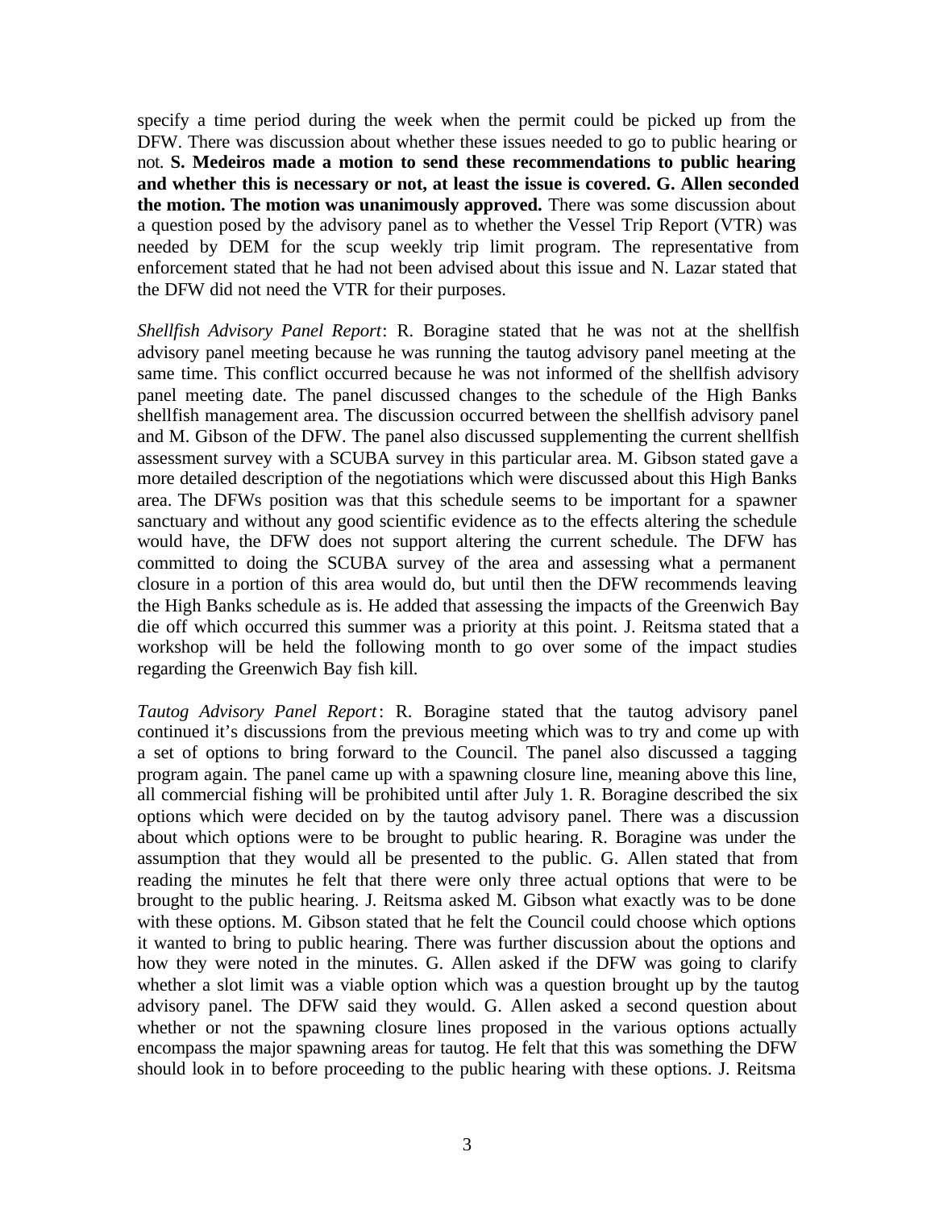specify a time period during the week when the permit could be picked up from the DFW. There was discussion about whether these issues needed to go to public hearing or not. **S. Medeiros made a motion to send these recommendations to public hearing and whether this is necessary or not, at least the issue is covered. G. Allen seconded the motion. The motion was unanimously approved.** There was some discussion about a question posed by the advisory panel as to whether the Vessel Trip Report (VTR) was needed by DEM for the scup weekly trip limit program. The representative from enforcement stated that he had not been advised about this issue and N. Lazar stated that the DFW did not need the VTR for their purposes.

*Shellfish Advisory Panel Report*: R. Boragine stated that he was not at the shellfish advisory panel meeting because he was running the tautog advisory panel meeting at the same time. This conflict occurred because he was not informed of the shellfish advisory panel meeting date. The panel discussed changes to the schedule of the High Banks shellfish management area. The discussion occurred between the shellfish advisory panel and M. Gibson of the DFW. The panel also discussed supplementing the current shellfish assessment survey with a SCUBA survey in this particular area. M. Gibson stated gave a more detailed description of the negotiations which were discussed about this High Banks area. The DFWs position was that this schedule seems to be important for a spawner sanctuary and without any good scientific evidence as to the effects altering the schedule would have, the DFW does not support altering the current schedule. The DFW has committed to doing the SCUBA survey of the area and assessing what a permanent closure in a portion of this area would do, but until then the DFW recommends leaving the High Banks schedule as is. He added that assessing the impacts of the Greenwich Bay die off which occurred this summer was a priority at this point. J. Reitsma stated that a workshop will be held the following month to go over some of the impact studies regarding the Greenwich Bay fish kill.

*Tautog Advisory Panel Report*: R. Boragine stated that the tautog advisory panel continued it's discussions from the previous meeting which was to try and come up with a set of options to bring forward to the Council. The panel also discussed a tagging program again. The panel came up with a spawning closure line, meaning above this line, all commercial fishing will be prohibited until after July 1. R. Boragine described the six options which were decided on by the tautog advisory panel. There was a discussion about which options were to be brought to public hearing. R. Boragine was under the assumption that they would all be presented to the public. G. Allen stated that from reading the minutes he felt that there were only three actual options that were to be brought to the public hearing. J. Reitsma asked M. Gibson what exactly was to be done with these options. M. Gibson stated that he felt the Council could choose which options it wanted to bring to public hearing. There was further discussion about the options and how they were noted in the minutes. G. Allen asked if the DFW was going to clarify whether a slot limit was a viable option which was a question brought up by the tautog advisory panel. The DFW said they would. G. Allen asked a second question about whether or not the spawning closure lines proposed in the various options actually encompass the major spawning areas for tautog. He felt that this was something the DFW should look in to before proceeding to the public hearing with these options. J. Reitsma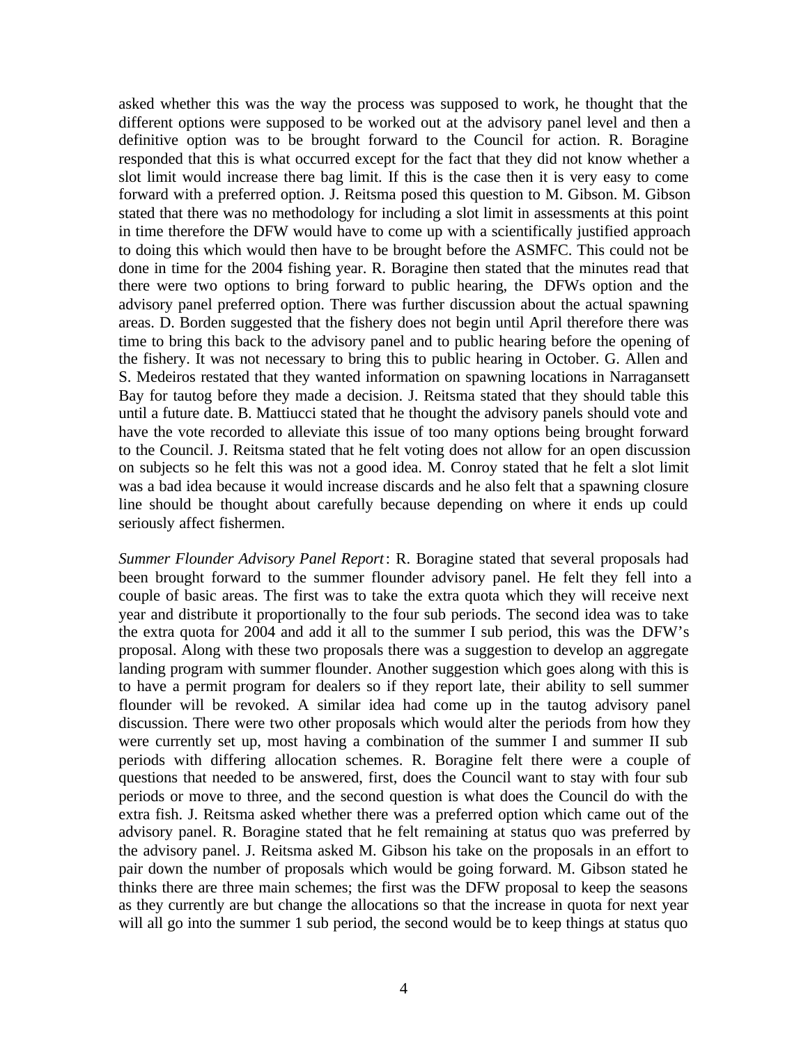asked whether this was the way the process was supposed to work, he thought that the different options were supposed to be worked out at the advisory panel level and then a definitive option was to be brought forward to the Council for action. R. Boragine responded that this is what occurred except for the fact that they did not know whether a slot limit would increase there bag limit. If this is the case then it is very easy to come forward with a preferred option. J. Reitsma posed this question to M. Gibson. M. Gibson stated that there was no methodology for including a slot limit in assessments at this point in time therefore the DFW would have to come up with a scientifically justified approach to doing this which would then have to be brought before the ASMFC. This could not be done in time for the 2004 fishing year. R. Boragine then stated that the minutes read that there were two options to bring forward to public hearing, the DFWs option and the advisory panel preferred option. There was further discussion about the actual spawning areas. D. Borden suggested that the fishery does not begin until April therefore there was time to bring this back to the advisory panel and to public hearing before the opening of the fishery. It was not necessary to bring this to public hearing in October. G. Allen and S. Medeiros restated that they wanted information on spawning locations in Narragansett Bay for tautog before they made a decision. J. Reitsma stated that they should table this until a future date. B. Mattiucci stated that he thought the advisory panels should vote and have the vote recorded to alleviate this issue of too many options being brought forward to the Council. J. Reitsma stated that he felt voting does not allow for an open discussion on subjects so he felt this was not a good idea. M. Conroy stated that he felt a slot limit was a bad idea because it would increase discards and he also felt that a spawning closure line should be thought about carefully because depending on where it ends up could seriously affect fishermen.

*Summer Flounder Advisory Panel Report*: R. Boragine stated that several proposals had been brought forward to the summer flounder advisory panel. He felt they fell into a couple of basic areas. The first was to take the extra quota which they will receive next year and distribute it proportionally to the four sub periods. The second idea was to take the extra quota for 2004 and add it all to the summer I sub period, this was the DFW's proposal. Along with these two proposals there was a suggestion to develop an aggregate landing program with summer flounder. Another suggestion which goes along with this is to have a permit program for dealers so if they report late, their ability to sell summer flounder will be revoked. A similar idea had come up in the tautog advisory panel discussion. There were two other proposals which would alter the periods from how they were currently set up, most having a combination of the summer I and summer II sub periods with differing allocation schemes. R. Boragine felt there were a couple of questions that needed to be answered, first, does the Council want to stay with four sub periods or move to three, and the second question is what does the Council do with the extra fish. J. Reitsma asked whether there was a preferred option which came out of the advisory panel. R. Boragine stated that he felt remaining at status quo was preferred by the advisory panel. J. Reitsma asked M. Gibson his take on the proposals in an effort to pair down the number of proposals which would be going forward. M. Gibson stated he thinks there are three main schemes; the first was the DFW proposal to keep the seasons as they currently are but change the allocations so that the increase in quota for next year will all go into the summer 1 sub period, the second would be to keep things at status quo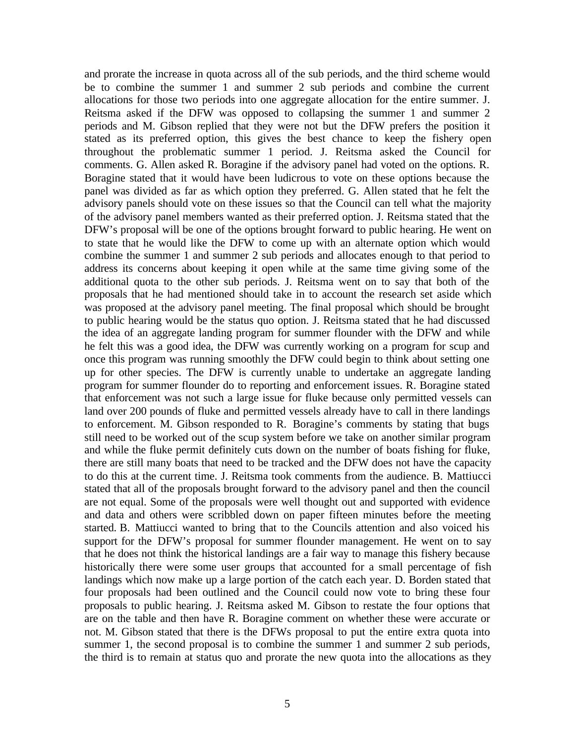and prorate the increase in quota across all of the sub periods, and the third scheme would be to combine the summer 1 and summer 2 sub periods and combine the current allocations for those two periods into one aggregate allocation for the entire summer. J. Reitsma asked if the DFW was opposed to collapsing the summer 1 and summer 2 periods and M. Gibson replied that they were not but the DFW prefers the position it stated as its preferred option, this gives the best chance to keep the fishery open throughout the problematic summer 1 period. J. Reitsma asked the Council for comments. G. Allen asked R. Boragine if the advisory panel had voted on the options. R. Boragine stated that it would have been ludicrous to vote on these options because the panel was divided as far as which option they preferred. G. Allen stated that he felt the advisory panels should vote on these issues so that the Council can tell what the majority of the advisory panel members wanted as their preferred option. J. Reitsma stated that the DFW's proposal will be one of the options brought forward to public hearing. He went on to state that he would like the DFW to come up with an alternate option which would combine the summer 1 and summer 2 sub periods and allocates enough to that period to address its concerns about keeping it open while at the same time giving some of the additional quota to the other sub periods. J. Reitsma went on to say that both of the proposals that he had mentioned should take in to account the research set aside which was proposed at the advisory panel meeting. The final proposal which should be brought to public hearing would be the status quo option. J. Reitsma stated that he had discussed the idea of an aggregate landing program for summer flounder with the DFW and while he felt this was a good idea, the DFW was currently working on a program for scup and once this program was running smoothly the DFW could begin to think about setting one up for other species. The DFW is currently unable to undertake an aggregate landing program for summer flounder do to reporting and enforcement issues. R. Boragine stated that enforcement was not such a large issue for fluke because only permitted vessels can land over 200 pounds of fluke and permitted vessels already have to call in there landings to enforcement. M. Gibson responded to R. Boragine's comments by stating that bugs still need to be worked out of the scup system before we take on another similar program and while the fluke permit definitely cuts down on the number of boats fishing for fluke, there are still many boats that need to be tracked and the DFW does not have the capacity to do this at the current time. J. Reitsma took comments from the audience. B. Mattiucci stated that all of the proposals brought forward to the advisory panel and then the council are not equal. Some of the proposals were well thought out and supported with evidence and data and others were scribbled down on paper fifteen minutes before the meeting started. B. Mattiucci wanted to bring that to the Councils attention and also voiced his support for the DFW's proposal for summer flounder management. He went on to say that he does not think the historical landings are a fair way to manage this fishery because historically there were some user groups that accounted for a small percentage of fish landings which now make up a large portion of the catch each year. D. Borden stated that four proposals had been outlined and the Council could now vote to bring these four proposals to public hearing. J. Reitsma asked M. Gibson to restate the four options that are on the table and then have R. Boragine comment on whether these were accurate or not. M. Gibson stated that there is the DFWs proposal to put the entire extra quota into summer 1, the second proposal is to combine the summer 1 and summer 2 sub periods, the third is to remain at status quo and prorate the new quota into the allocations as they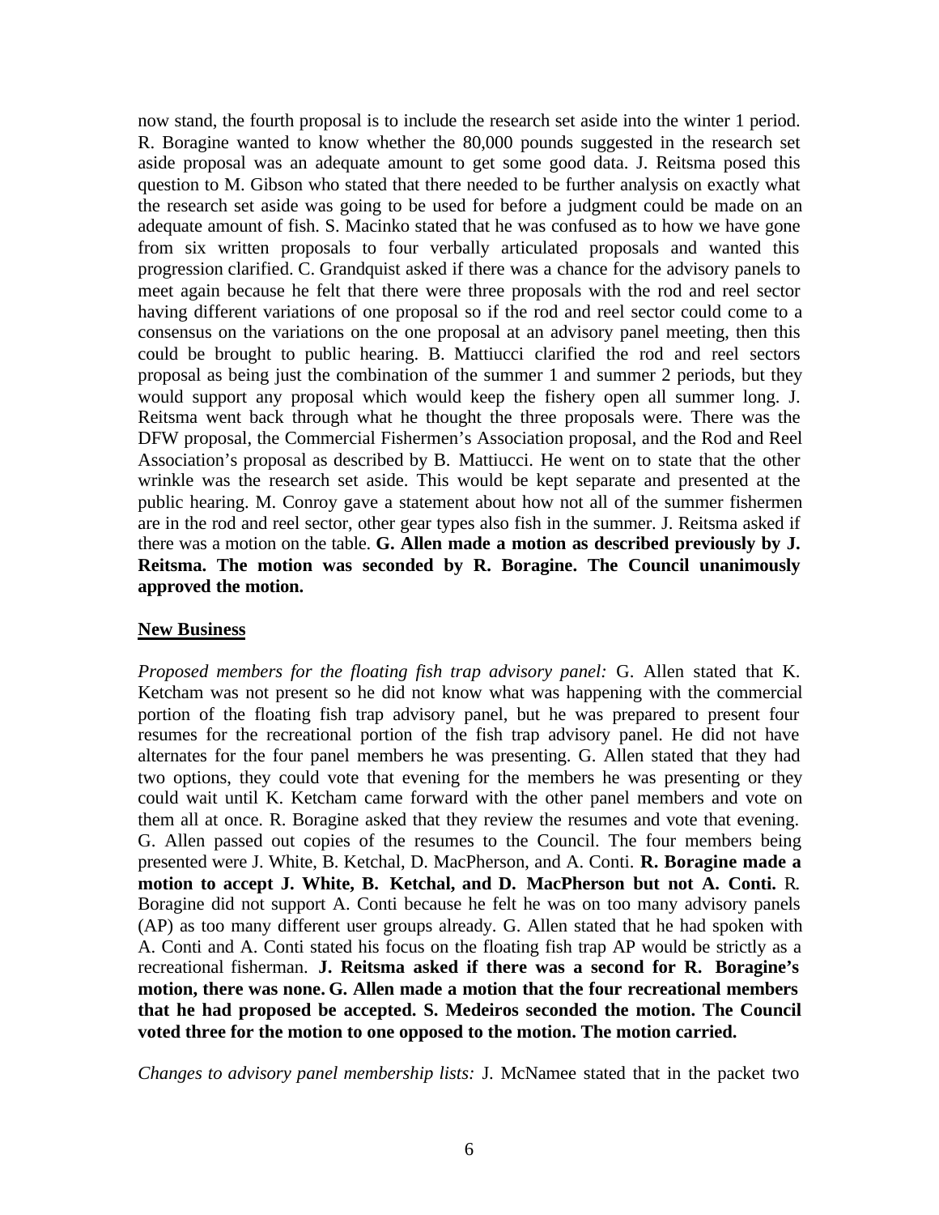now stand, the fourth proposal is to include the research set aside into the winter 1 period. R. Boragine wanted to know whether the 80,000 pounds suggested in the research set aside proposal was an adequate amount to get some good data. J. Reitsma posed this question to M. Gibson who stated that there needed to be further analysis on exactly what the research set aside was going to be used for before a judgment could be made on an adequate amount of fish. S. Macinko stated that he was confused as to how we have gone from six written proposals to four verbally articulated proposals and wanted this progression clarified. C. Grandquist asked if there was a chance for the advisory panels to meet again because he felt that there were three proposals with the rod and reel sector having different variations of one proposal so if the rod and reel sector could come to a consensus on the variations on the one proposal at an advisory panel meeting, then this could be brought to public hearing. B. Mattiucci clarified the rod and reel sectors proposal as being just the combination of the summer 1 and summer 2 periods, but they would support any proposal which would keep the fishery open all summer long. J. Reitsma went back through what he thought the three proposals were. There was the DFW proposal, the Commercial Fishermen's Association proposal, and the Rod and Reel Association's proposal as described by B. Mattiucci. He went on to state that the other wrinkle was the research set aside. This would be kept separate and presented at the public hearing. M. Conroy gave a statement about how not all of the summer fishermen are in the rod and reel sector, other gear types also fish in the summer. J. Reitsma asked if there was a motion on the table. **G. Allen made a motion as described previously by J. Reitsma. The motion was seconded by R. Boragine. The Council unanimously approved the motion.**

## New Business

*Proposed members for the floating fish trap advisory panel:* G. Allen stated that K. Ketcham was not present so he did not know what was happening with the commercial portion of the floating fish trap advisory panel, but he was prepared to present four resumes for the recreational portion of the fish trap advisory panel. He did not have alternates for the four panel members he was presenting. G. Allen stated that they had two options, they could vote that evening for the members he was presenting or they could wait until K. Ketcham came forward with the other panel members and vote on them all at once. R. Boragine asked that they review the resumes and vote that evening. G. Allen passed out copies of the resumes to the Council. The four members being presented were J. White, B. Ketchal, D. MacPherson, and A. Conti. **R. Boragine made a motion to accept J. White, B. Ketchal, and D. MacPherson but not A. Conti.** R. Boragine did not support A. Conti because he felt he was on too many advisory panels (AP) as too many different user groups already. G. Allen stated that he had spoken with A. Conti and A. Conti stated his focus on the floating fish trap AP would be strictly as a recreational fisherman. **J. Reitsma asked if there was a second for R. Boragine's motion, there was none. G. Allen made a motion that the four recreational members that he had proposed be accepted. S. Medeiros seconded the motion. The Council voted three for the motion to one opposed to the motion. The motion carried.**

*Changes to advisory panel membership lists:* J. McNamee stated that in the packet two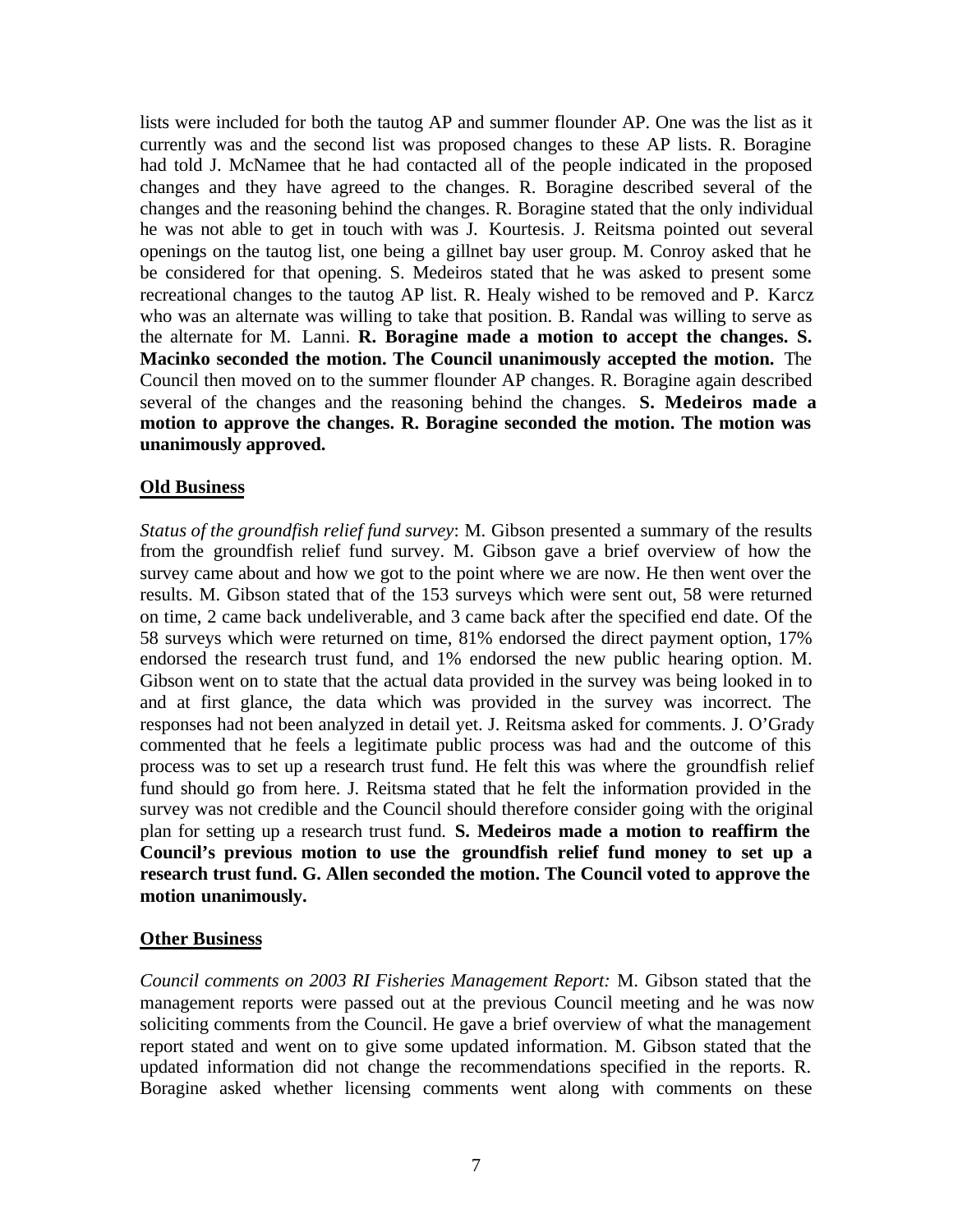lists were included for both the tautog AP and summer flounder AP. One was the list as it currently was and the second list was proposed changes to these AP lists. R. Boragine had told J. McNamee that he had contacted all of the people indicated in the proposed changes and they have agreed to the changes. R. Boragine described several of the changes and the reasoning behind the changes. R. Boragine stated that the only individual he was not able to get in touch with was J. Kourtesis. J. Reitsma pointed out several openings on the tautog list, one being a gillnet bay user group. M. Conroy asked that he be considered for that opening. S. Medeiros stated that he was asked to present some recreational changes to the tautog AP list. R. Healy wished to be removed and P. Karcz who was an alternate was willing to take that position. B. Randal was willing to serve as the alternate for M. Lanni. **R. Boragine made a motion to accept the changes. S. Macinko seconded the motion. The Council unanimously accepted the motion.** The Council then moved on to the summer flounder AP changes. R. Boragine again described several of the changes and the reasoning behind the changes. **S. Medeiros made a motion to approve the changes. R. Boragine seconded the motion. The motion was unanimously approved.**

## Old Business

*Status of the groundfish relief fund survey*: M. Gibson presented a summary of the results from the groundfish relief fund survey. M. Gibson gave a brief overview of how the survey came about and how we got to the point where we are now. He then went over the results. M. Gibson stated that of the 153 surveys which were sent out, 58 were returned on time, 2 came back undeliverable, and 3 came back after the specified end date. Of the 58 surveys which were returned on time, 81% endorsed the direct payment option, 17% endorsed the research trust fund, and 1% endorsed the new public hearing option. M. Gibson went on to state that the actual data provided in the survey was being looked in to and at first glance, the data which was provided in the survey was incorrect. The responses had not been analyzed in detail yet. J. Reitsma asked for comments. J. O'Grady commented that he feels a legitimate public process was had and the outcome of this process was to set up a research trust fund. He felt this was where the groundfish relief fund should go from here. J. Reitsma stated that he felt the information provided in the survey was not credible and the Council should therefore consider going with the original plan for setting up a research trust fund. **S. Medeiros made a motion to reaffirm the Council's previous motion to use the groundfish relief fund money to set up a research trust fund. G. Allen seconded the motion. The Council voted to approve the motion unanimously.**

## Other Business

*Council comments on 2003 RI Fisheries Management Report:* M. Gibson stated that the management reports were passed out at the previous Council meeting and he was now soliciting comments from the Council. He gave a brief overview of what the management report stated and went on to give some updated information. M. Gibson stated that the updated information did not change the recommendations specified in the reports. R. Boragine asked whether licensing comments went along with comments on these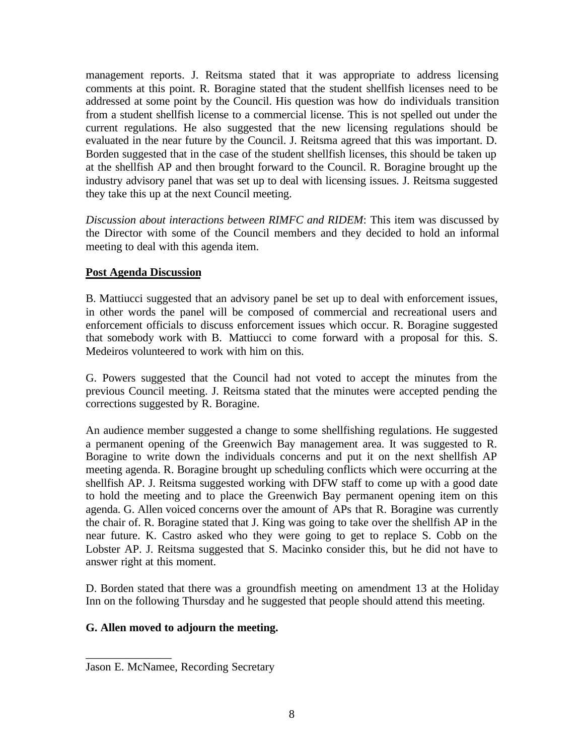management reports. J. Reitsma stated that it was appropriate to address licensing comments at this point. R. Boragine stated that the student shellfish licenses need to be addressed at some point by the Council. His question was how do individuals transition from a student shellfish license to a commercial license. This is not spelled out under the current regulations. He also suggested that the new licensing regulations should be evaluated in the near future by the Council. J. Reitsma agreed that this was important. D. Borden suggested that in the case of the student shellfish licenses, this should be taken up at the shellfish AP and then brought forward to the Council. R. Boragine brought up the industry advisory panel that was set up to deal with licensing issues. J. Reitsma suggested they take this up at the next Council meeting.

*Discussion about interactions between RIMFC and RIDEM*: This item was discussed by the Director with some of the Council members and they decided to hold an informal meeting to deal with this agenda item.

**Post Agenda Discussion**

B. Mattiucci suggested that an advisory panel be set up to deal with enforcement issues, in other words the panel will be composed of commercial and recreational users and enforcement officials to discuss enforcement issues which occur. R. Boragine suggested that somebody work with B. Mattiucci to come forward with a proposal for this. S. Medeiros volunteered to work with him on this.

G. Powers suggested that the Council had not voted to accept the minutes from the previous Council meeting. J. Reitsma stated that the minutes were accepted pending the corrections suggested by R. Boragine.

An audience member suggested a change to some shellfishing regulations. He suggested a permanent opening of the Greenwich Bay management area. It was suggested to R. Boragine to write down the individuals concerns and put it on the next shellfish AP meeting agenda. R. Boragine brought up scheduling conflicts which were occurring at the shellfish AP. J. Reitsma suggested working with DFW staff to come up with a good date to hold the meeting and to place the Greenwich Bay permanent opening item on this agenda. G. Allen voiced concerns over the amount of APs that R. Boragine was currently the chair of. R. Boragine stated that J. King was going to take over the shellfish AP in the near future. K. Castro asked who they were going to get to replace S. Cobb on the Lobster AP. J. Reitsma suggested that S. Macinko consider this, but he did not have to answer right at this moment.

D. Borden stated that there was a groundfish meeting on amendment 13 at the Holiday Inn on the following Thursday and he suggested that people should attend this meeting.

**G. Allen moved to adjourn the meeting.**

_______________
Jason E. McNamee, Recording Secretary